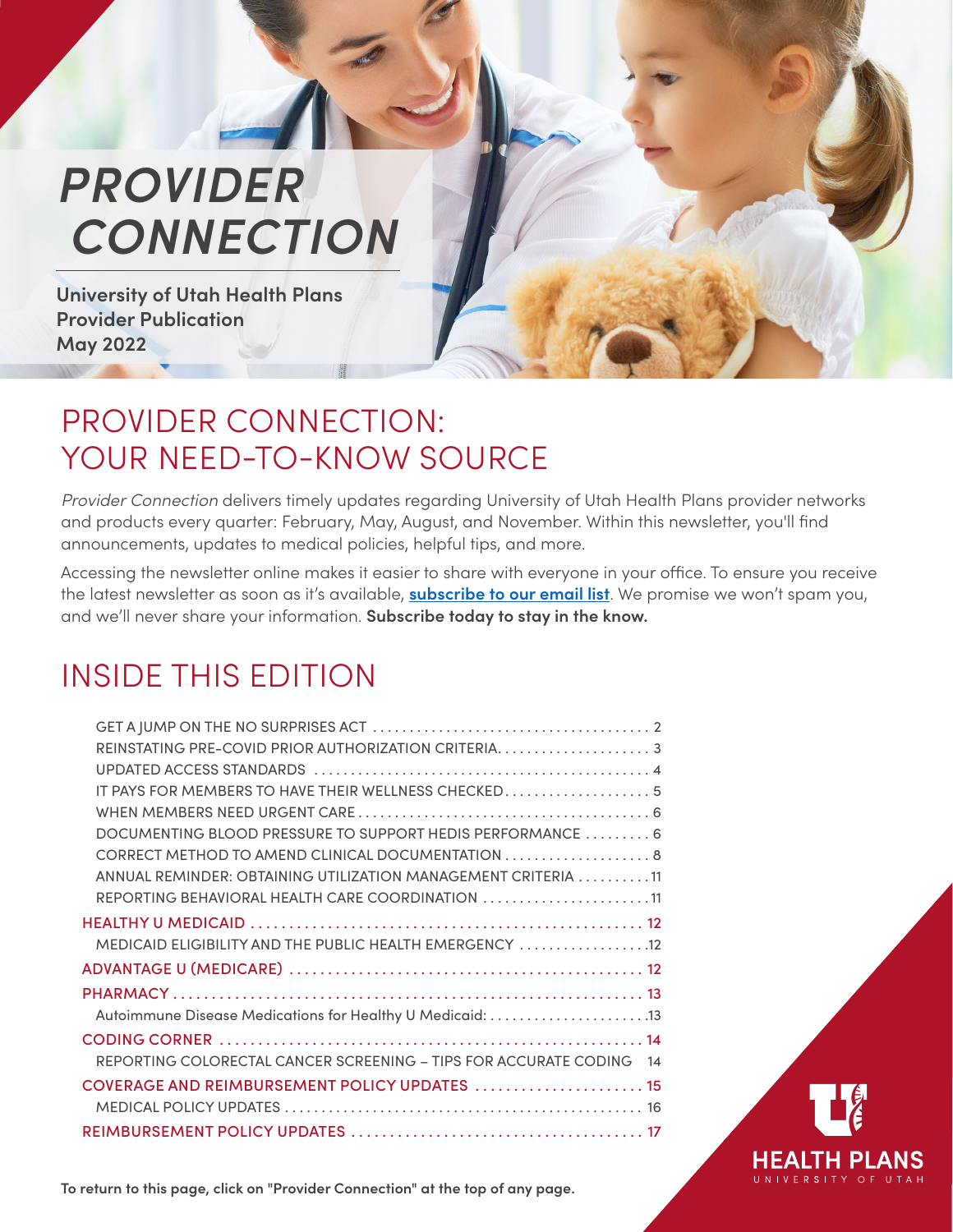# PROVIDER CONNECTION

**University of Utah Health Plans**
**Provider Publication**
**May 2022**

## PROVIDER CONNECTION: YOUR NEED-TO-KNOW SOURCE

*Provider Connection* delivers timely updates regarding University of Utah Health Plans provider networks and products every quarter: February, May, August, and November. Within this newsletter, you'll find announcements, updates to medical policies, helpful tips, and more.

Accessing the newsletter online makes it easier to share with everyone in your office. To ensure you receive the latest newsletter as soon as it's available, **subscribe to our email list**. We promise we won't spam you, and we'll never share your information. **Subscribe today to stay in the know.**

## INSIDE THIS EDITION

- GET A JUMP ON THE NO SURPRISES ACT ... 2
- REINSTATING PRE-COVID PRIOR AUTHORIZATION CRITERIA ... 3
- UPDATED ACCESS STANDARDS ... 4
- IT PAYS FOR MEMBERS TO HAVE THEIR WELLNESS CHECKED ... 5
- WHEN MEMBERS NEED URGENT CARE ... 6
- DOCUMENTING BLOOD PRESSURE TO SUPPORT HEDIS PERFORMANCE ... 6
- CORRECT METHOD TO AMEND CLINICAL DOCUMENTATION ... 8
- ANNUAL REMINDER: OBTAINING UTILIZATION MANAGEMENT CRITERIA ... 11
- REPORTING BEHAVIORAL HEALTH CARE COORDINATION ... 11

HEALTHY U MEDICAID ... 12
- MEDICAID ELIGIBILITY AND THE PUBLIC HEALTH EMERGENCY ... 12

ADVANTAGE U (MEDICARE) ... 12

PHARMACY ... 13
- Autoimmune Disease Medications for Healthy U Medicaid: ... 13

CODING CORNER ... 14
- REPORTING COLORECTAL CANCER SCREENING – TIPS FOR ACCURATE CODING 14

COVERAGE AND REIMBURSEMENT POLICY UPDATES ... 15
- MEDICAL POLICY UPDATES ... 16

REIMBURSEMENT POLICY UPDATES ... 17

**To return to this page, click on "Provider Connection" at the top of any page.**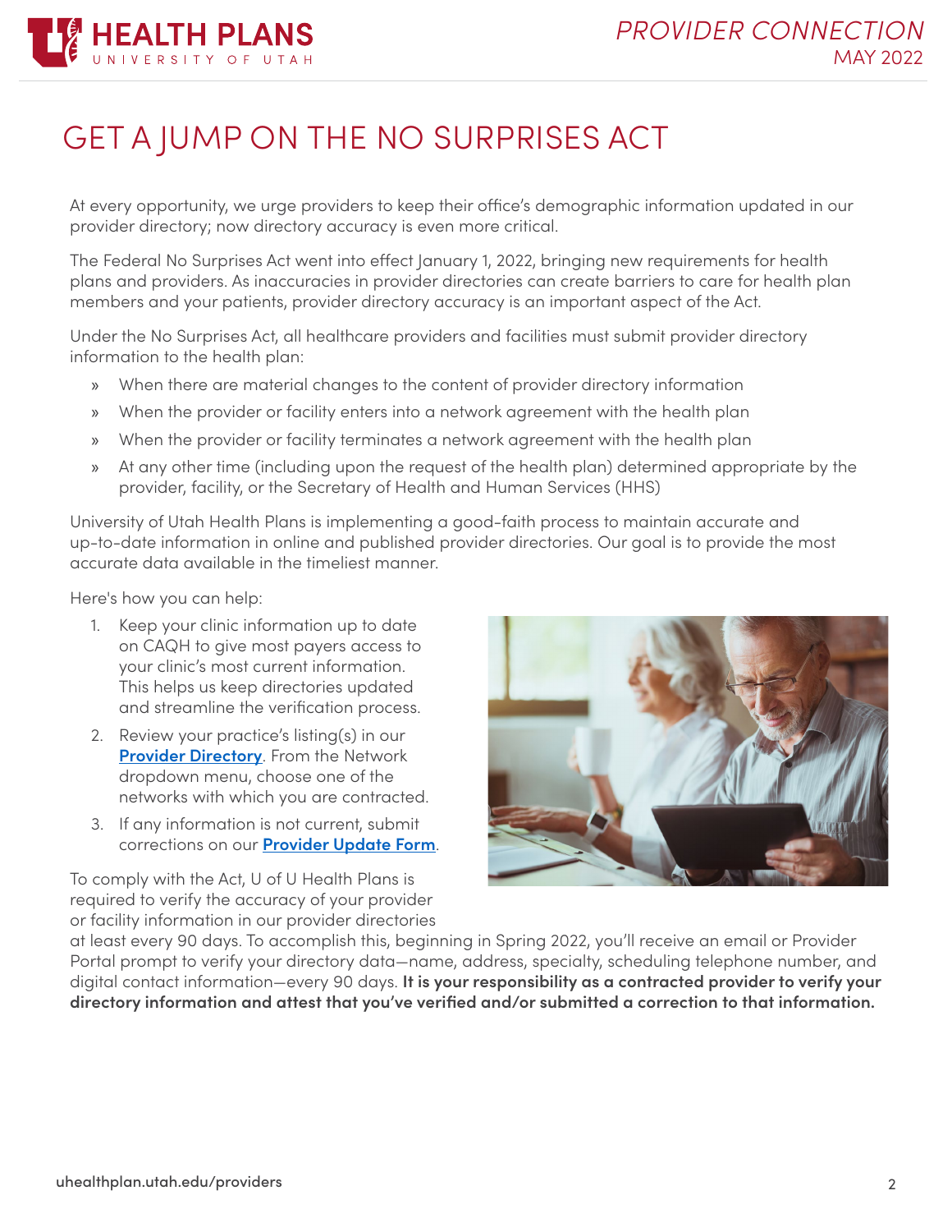# GET A JUMP ON THE NO SURPRISES ACT

At every opportunity, we urge providers to keep their office's demographic information updated in our provider directory; now directory accuracy is even more critical.

The Federal No Surprises Act went into effect January 1, 2022, bringing new requirements for health plans and providers. As inaccuracies in provider directories can create barriers to care for health plan members and your patients, provider directory accuracy is an important aspect of the Act.

Under the No Surprises Act, all healthcare providers and facilities must submit provider directory information to the health plan:

- When there are material changes to the content of provider directory information
- When the provider or facility enters into a network agreement with the health plan
- When the provider or facility terminates a network agreement with the health plan
- At any other time (including upon the request of the health plan) determined appropriate by the provider, facility, or the Secretary of Health and Human Services (HHS)

University of Utah Health Plans is implementing a good-faith process to maintain accurate and up-to-date information in online and published provider directories. Our goal is to provide the most accurate data available in the timeliest manner.

Here's how you can help:

1. Keep your clinic information up to date on CAQH to give most payers access to your clinic's most current information. This helps us keep directories updated and streamline the verification process.
2. Review your practice's listing(s) in our **Provider Directory**. From the Network dropdown menu, choose one of the networks with which you are contracted.
3. If any information is not current, submit corrections on our **Provider Update Form**.

To comply with the Act, U of U Health Plans is required to verify the accuracy of your provider or facility information in our provider directories at least every 90 days. To accomplish this, beginning in Spring 2022, you'll receive an email or Provider Portal prompt to verify your directory data—name, address, specialty, scheduling telephone number, and digital contact information—every 90 days. **It is your responsibility as a contracted provider to verify your directory information and attest that you've verified and/or submitted a correction to that information.**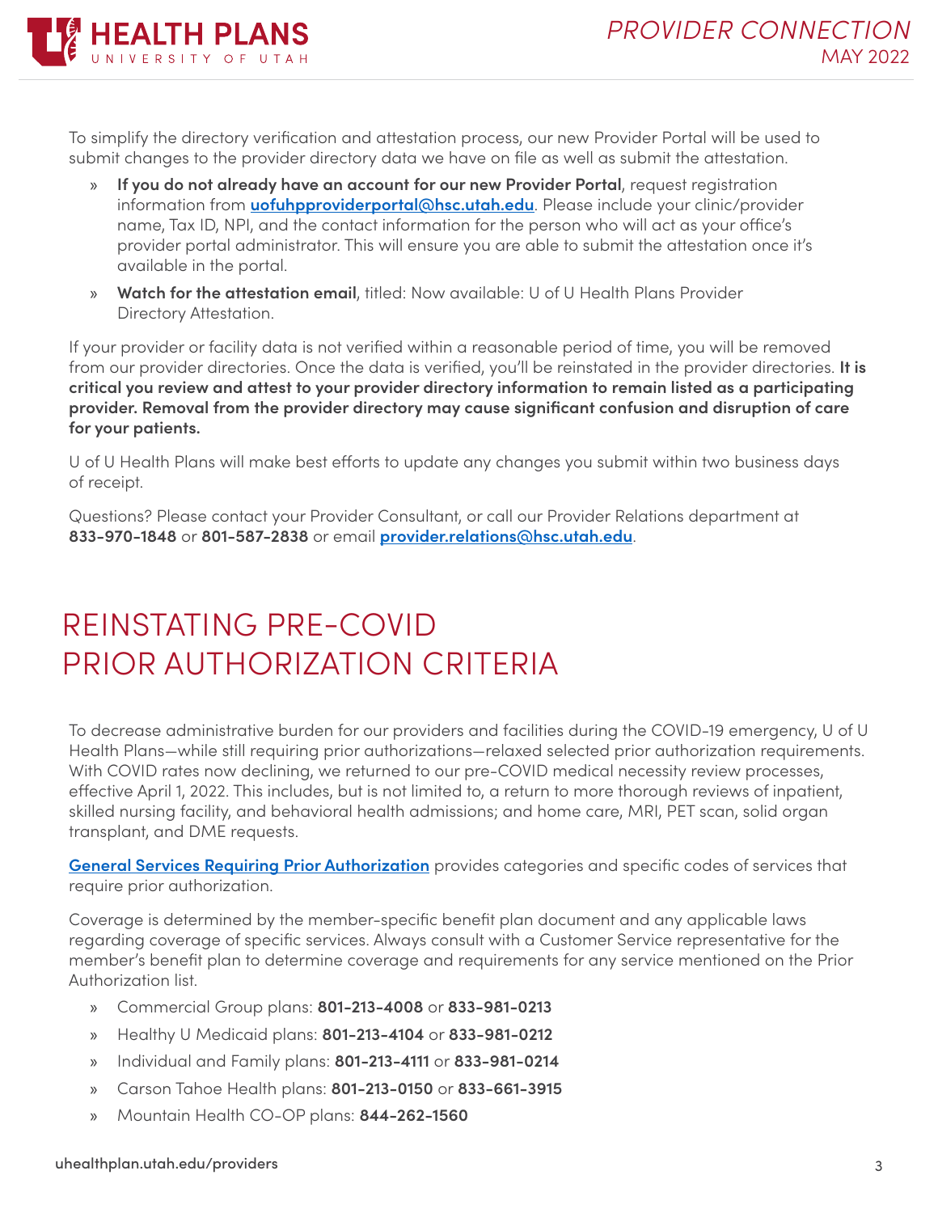To simplify the directory verification and attestation process, our new Provider Portal will be used to submit changes to the provider directory data we have on file as well as submit the attestation.

- **If you do not already have an account for our new Provider Portal**, request registration information from **uofuhpproviderportal@hsc.utah.edu**. Please include your clinic/provider name, Tax ID, NPI, and the contact information for the person who will act as your office's provider portal administrator. This will ensure you are able to submit the attestation once it's available in the portal.
- **Watch for the attestation email**, titled: Now available: U of U Health Plans Provider Directory Attestation.

If your provider or facility data is not verified within a reasonable period of time, you will be removed from our provider directories. Once the data is verified, you'll be reinstated in the provider directories. **It is critical you review and attest to your provider directory information to remain listed as a participating provider. Removal from the provider directory may cause significant confusion and disruption of care for your patients.**

U of U Health Plans will make best efforts to update any changes you submit within two business days of receipt.

Questions? Please contact your Provider Consultant, or call our Provider Relations department at **833-970-1848** or **801-587-2838** or email **provider.relations@hsc.utah.edu**.

# REINSTATING PRE-COVID PRIOR AUTHORIZATION CRITERIA

To decrease administrative burden for our providers and facilities during the COVID-19 emergency, U of U Health Plans—while still requiring prior authorizations—relaxed selected prior authorization requirements. With COVID rates now declining, we returned to our pre-COVID medical necessity review processes, effective April 1, 2022. This includes, but is not limited to, a return to more thorough reviews of inpatient, skilled nursing facility, and behavioral health admissions; and home care, MRI, PET scan, solid organ transplant, and DME requests.

**General Services Requiring Prior Authorization** provides categories and specific codes of services that require prior authorization.

Coverage is determined by the member-specific benefit plan document and any applicable laws regarding coverage of specific services. Always consult with a Customer Service representative for the member's benefit plan to determine coverage and requirements for any service mentioned on the Prior Authorization list.

- Commercial Group plans: **801-213-4008** or **833-981-0213**
- Healthy U Medicaid plans: **801-213-4104** or **833-981-0212**
- Individual and Family plans: **801-213-4111** or **833-981-0214**
- Carson Tahoe Health plans: **801-213-0150** or **833-661-3915**
- Mountain Health CO-OP plans: **844-262-1560**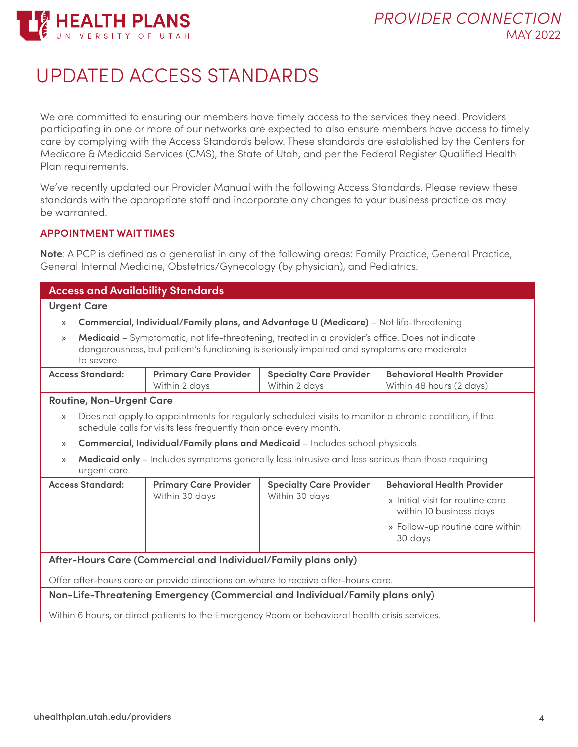# UPDATED ACCESS STANDARDS

We are committed to ensuring our members have timely access to the services they need. Providers participating in one or more of our networks are expected to also ensure members have access to timely care by complying with the Access Standards below. These standards are established by the Centers for Medicare & Medicaid Services (CMS), the State of Utah, and per the Federal Register Qualified Health Plan requirements.

We've recently updated our Provider Manual with the following Access Standards. Please review these standards with the appropriate staff and incorporate any changes to your business practice as may be warranted.

### APPOINTMENT WAIT TIMES

**Note**: A PCP is defined as a generalist in any of the following areas: Family Practice, General Practice, General Internal Medicine, Obstetrics/Gynecology (by physician), and Pediatrics.

**Access and Availability Standards**

**Urgent Care**

- **Commercial, Individual/Family plans, and Advantage U (Medicare)** – Not life-threatening
- **Medicaid** – Symptomatic, not life-threatening, treated in a provider's office. Does not indicate dangerousness, but patient's functioning is seriously impaired and symptoms are moderate to severe.

| Access Standard: | Primary Care Provider | Specialty Care Provider | Behavioral Health Provider |
|---|---|---|---|
| | Within 2 days | Within 2 days | Within 48 hours (2 days) |

**Routine, Non-Urgent Care**

- Does not apply to appointments for regularly scheduled visits to monitor a chronic condition, if the schedule calls for visits less frequently than once every month.
- **Commercial, Individual/Family plans and Medicaid** – Includes school physicals.
- **Medicaid only** – Includes symptoms generally less intrusive and less serious than those requiring urgent care.

| Access Standard: | Primary Care Provider | Specialty Care Provider | Behavioral Health Provider |
|---|---|---|---|
| | Within 30 days | Within 30 days | » Initial visit for routine care within 10 business days<br>» Follow-up routine care within 30 days |

**After-Hours Care (Commercial and Individual/Family plans only)**

Offer after-hours care or provide directions on where to receive after-hours care.

**Non-Life-Threatening Emergency (Commercial and Individual/Family plans only)**

Within 6 hours, or direct patients to the Emergency Room or behavioral health crisis services.

uhealthplan.utah.edu/providers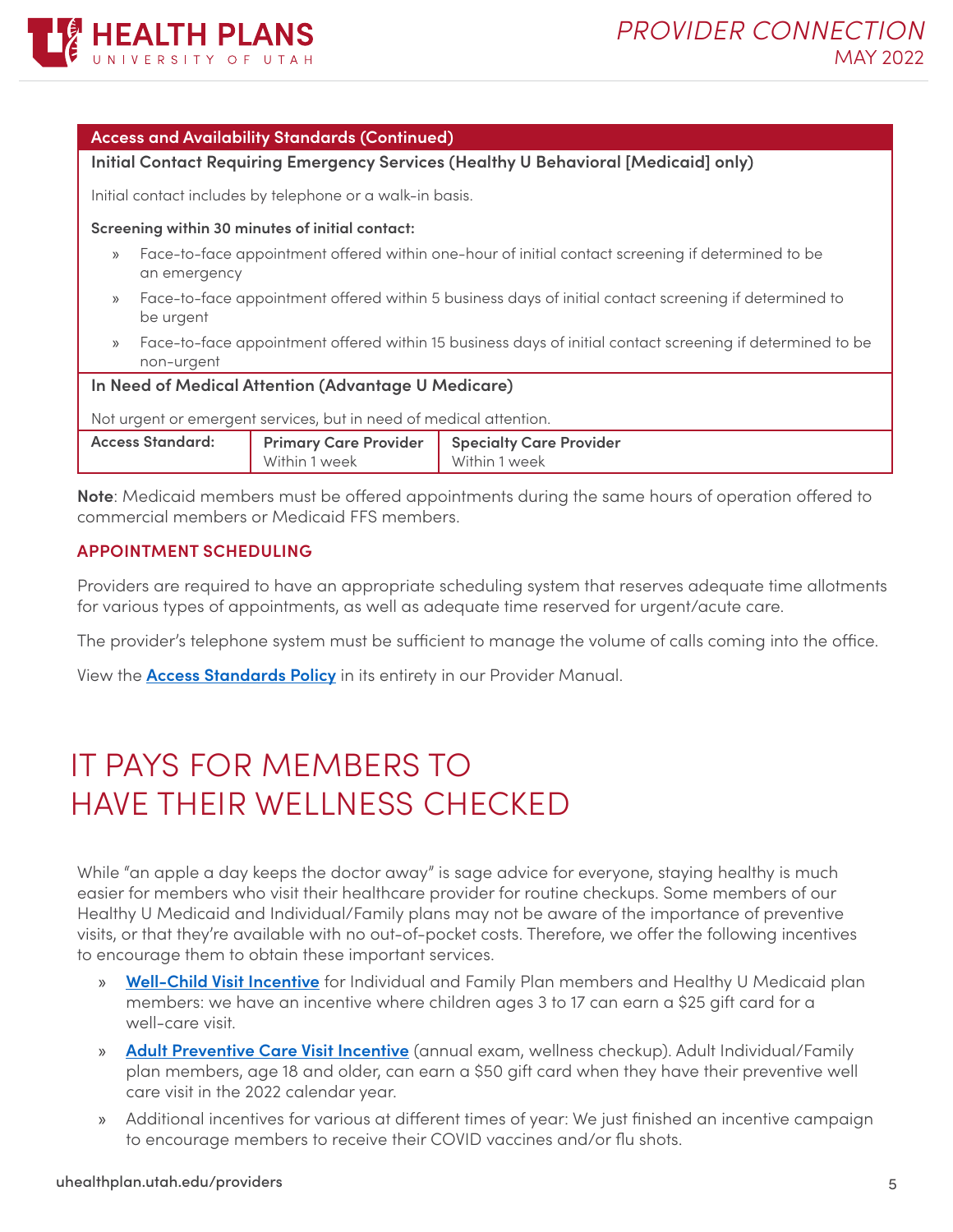**Access and Availability Standards (Continued)**

**Initial Contact Requiring Emergency Services (Healthy U Behavioral [Medicaid] only)**

Initial contact includes by telephone or a walk-in basis.

**Screening within 30 minutes of initial contact:**

- Face-to-face appointment offered within one-hour of initial contact screening if determined to be an emergency
- Face-to-face appointment offered within 5 business days of initial contact screening if determined to be urgent
- Face-to-face appointment offered within 15 business days of initial contact screening if determined to be non-urgent

**In Need of Medical Attention (Advantage U Medicare)**

Not urgent or emergent services, but in need of medical attention.

| Access Standard: | Primary Care Provider | Specialty Care Provider |
|---|---|---|
| | Within 1 week | Within 1 week |

**Note**: Medicaid members must be offered appointments during the same hours of operation offered to commercial members or Medicaid FFS members.

## APPOINTMENT SCHEDULING

Providers are required to have an appropriate scheduling system that reserves adequate time allotments for various types of appointments, as well as adequate time reserved for urgent/acute care.

The provider's telephone system must be sufficient to manage the volume of calls coming into the office.

View the **Access Standards Policy** in its entirety in our Provider Manual.

# IT PAYS FOR MEMBERS TO HAVE THEIR WELLNESS CHECKED

While "an apple a day keeps the doctor away" is sage advice for everyone, staying healthy is much easier for members who visit their healthcare provider for routine checkups. Some members of our Healthy U Medicaid and Individual/Family plans may not be aware of the importance of preventive visits, or that they're available with no out-of-pocket costs. Therefore, we offer the following incentives to encourage them to obtain these important services.

- **Well-Child Visit Incentive** for Individual and Family Plan members and Healthy U Medicaid plan members: we have an incentive where children ages 3 to 17 can earn a $25 gift card for a well-care visit.
- **Adult Preventive Care Visit Incentive** (annual exam, wellness checkup). Adult Individual/Family plan members, age 18 and older, can earn a $50 gift card when they have their preventive well care visit in the 2022 calendar year.
- Additional incentives for various at different times of year: We just finished an incentive campaign to encourage members to receive their COVID vaccines and/or flu shots.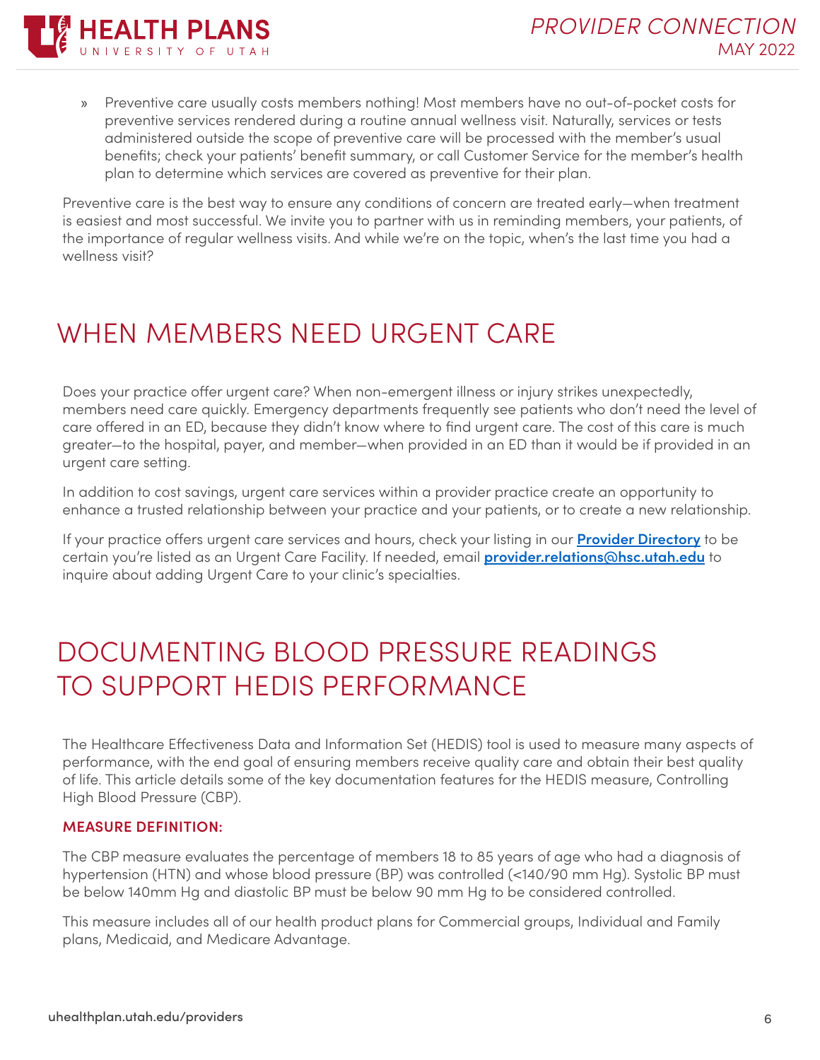- Preventive care usually costs members nothing! Most members have no out-of-pocket costs for preventive services rendered during a routine annual wellness visit. Naturally, services or tests administered outside the scope of preventive care will be processed with the member's usual benefits; check your patients' benefit summary, or call Customer Service for the member's health plan to determine which services are covered as preventive for their plan.

Preventive care is the best way to ensure any conditions of concern are treated early—when treatment is easiest and most successful. We invite you to partner with us in reminding members, your patients, of the importance of regular wellness visits. And while we're on the topic, when's the last time you had a wellness visit?

# WHEN MEMBERS NEED URGENT CARE

Does your practice offer urgent care? When non-emergent illness or injury strikes unexpectedly, members need care quickly. Emergency departments frequently see patients who don't need the level of care offered in an ED, because they didn't know where to find urgent care. The cost of this care is much greater—to the hospital, payer, and member—when provided in an ED than it would be if provided in an urgent care setting.

In addition to cost savings, urgent care services within a provider practice create an opportunity to enhance a trusted relationship between your practice and your patients, or to create a new relationship.

If your practice offers urgent care services and hours, check your listing in our **Provider Directory** to be certain you're listed as an Urgent Care Facility. If needed, email **provider.relations@hsc.utah.edu** to inquire about adding Urgent Care to your clinic's specialties.

# DOCUMENTING BLOOD PRESSURE READINGS TO SUPPORT HEDIS PERFORMANCE

The Healthcare Effectiveness Data and Information Set (HEDIS) tool is used to measure many aspects of performance, with the end goal of ensuring members receive quality care and obtain their best quality of life. This article details some of the key documentation features for the HEDIS measure, Controlling High Blood Pressure (CBP).

**MEASURE DEFINITION:**

The CBP measure evaluates the percentage of members 18 to 85 years of age who had a diagnosis of hypertension (HTN) and whose blood pressure (BP) was controlled (<140/90 mm Hg). Systolic BP must be below 140mm Hg and diastolic BP must be below 90 mm Hg to be considered controlled.

This measure includes all of our health product plans for Commercial groups, Individual and Family plans, Medicaid, and Medicare Advantage.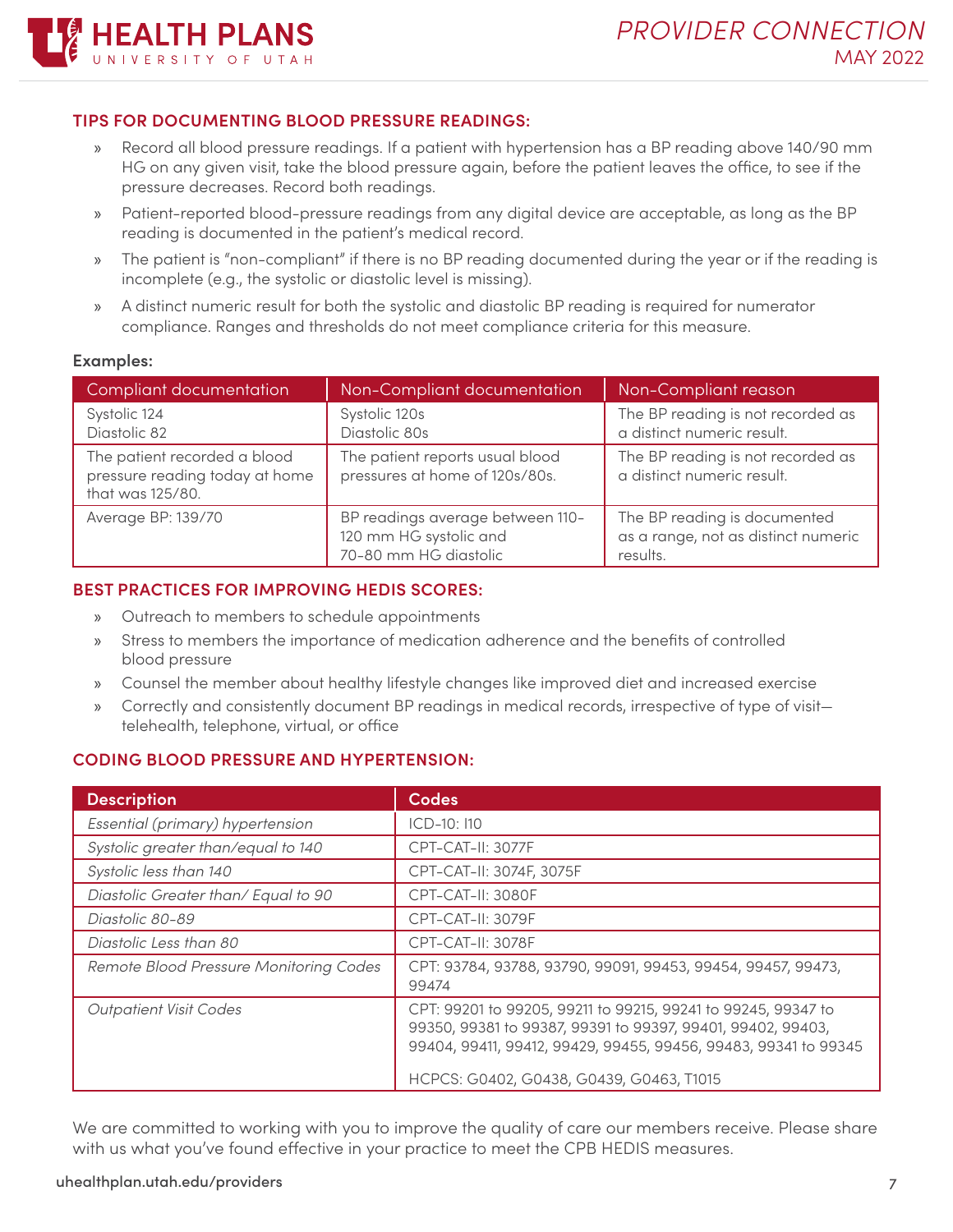## TIPS FOR DOCUMENTING BLOOD PRESSURE READINGS:

- Record all blood pressure readings. If a patient with hypertension has a BP reading above 140/90 mm HG on any given visit, take the blood pressure again, before the patient leaves the office, to see if the pressure decreases. Record both readings.
- Patient-reported blood-pressure readings from any digital device are acceptable, as long as the BP reading is documented in the patient's medical record.
- The patient is "non-compliant" if there is no BP reading documented during the year or if the reading is incomplete (e.g., the systolic or diastolic level is missing).
- A distinct numeric result for both the systolic and diastolic BP reading is required for numerator compliance. Ranges and thresholds do not meet compliance criteria for this measure.

**Examples:**

| Compliant documentation | Non-Compliant documentation | Non-Compliant reason |
|---|---|---|
| Systolic 124<br>Diastolic 82 | Systolic 120s<br>Diastolic 80s | The BP reading is not recorded as a distinct numeric result. |
| The patient recorded a blood pressure reading today at home that was 125/80. | The patient reports usual blood pressures at home of 120s/80s. | The BP reading is not recorded as a distinct numeric result. |
| Average BP: 139/70 | BP readings average between 110-120 mm HG systolic and 70-80 mm HG diastolic | The BP reading is documented as a range, not as distinct numeric results. |

## BEST PRACTICES FOR IMPROVING HEDIS SCORES:

- Outreach to members to schedule appointments
- Stress to members the importance of medication adherence and the benefits of controlled blood pressure
- Counsel the member about healthy lifestyle changes like improved diet and increased exercise
- Correctly and consistently document BP readings in medical records, irrespective of type of visit—telehealth, telephone, virtual, or office

## CODING BLOOD PRESSURE AND HYPERTENSION:

| Description | Codes |
|---|---|
| *Essential (primary) hypertension* | ICD-10: I10 |
| *Systolic greater than/equal to 140* | CPT-CAT-II: 3077F |
| *Systolic less than 140* | CPT-CAT-II: 3074F, 3075F |
| *Diastolic Greater than/ Equal to 90* | CPT-CAT-II: 3080F |
| *Diastolic 80-89* | CPT-CAT-II: 3079F |
| *Diastolic Less than 80* | CPT-CAT-II: 3078F |
| *Remote Blood Pressure Monitoring Codes* | CPT: 93784, 93788, 93790, 99091, 99453, 99454, 99457, 99473, 99474 |
| *Outpatient Visit Codes* | CPT: 99201 to 99205, 99211 to 99215, 99241 to 99245, 99347 to 99350, 99381 to 99387, 99391 to 99397, 99401, 99402, 99403, 99404, 99411, 99412, 99429, 99455, 99456, 99483, 99341 to 99345<br><br>HCPCS: G0402, G0438, G0439, G0463, T1015 |

We are committed to working with you to improve the quality of care our members receive. Please share with us what you've found effective in your practice to meet the CPB HEDIS measures.

uhealthplan.utah.edu/providers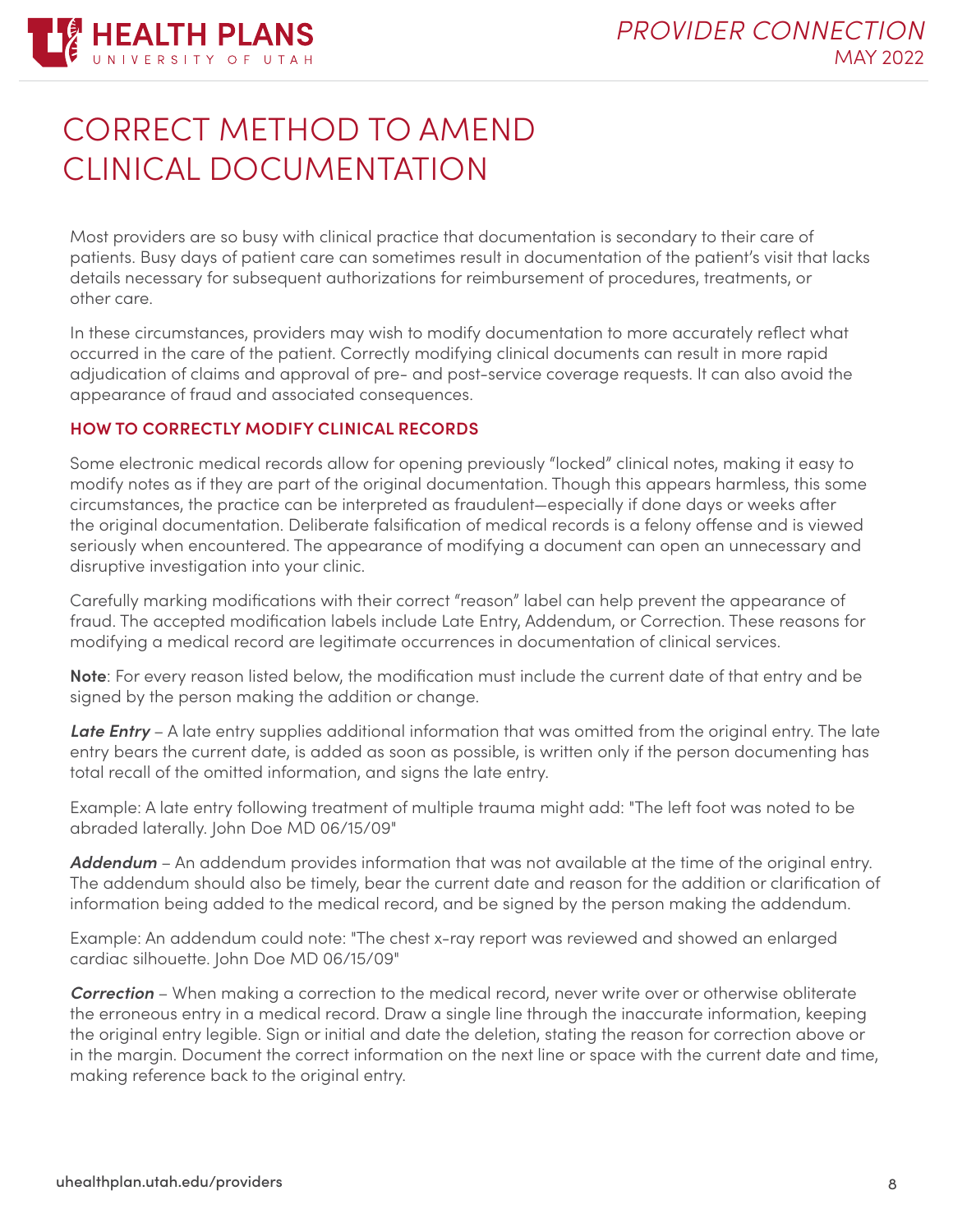# CORRECT METHOD TO AMEND CLINICAL DOCUMENTATION

Most providers are so busy with clinical practice that documentation is secondary to their care of patients. Busy days of patient care can sometimes result in documentation of the patient's visit that lacks details necessary for subsequent authorizations for reimbursement of procedures, treatments, or other care.

In these circumstances, providers may wish to modify documentation to more accurately reflect what occurred in the care of the patient. Correctly modifying clinical documents can result in more rapid adjudication of claims and approval of pre- and post-service coverage requests. It can also avoid the appearance of fraud and associated consequences.

## HOW TO CORRECTLY MODIFY CLINICAL RECORDS

Some electronic medical records allow for opening previously "locked" clinical notes, making it easy to modify notes as if they are part of the original documentation. Though this appears harmless, this some circumstances, the practice can be interpreted as fraudulent—especially if done days or weeks after the original documentation. Deliberate falsification of medical records is a felony offense and is viewed seriously when encountered. The appearance of modifying a document can open an unnecessary and disruptive investigation into your clinic.

Carefully marking modifications with their correct "reason" label can help prevent the appearance of fraud. The accepted modification labels include Late Entry, Addendum, or Correction. These reasons for modifying a medical record are legitimate occurrences in documentation of clinical services.

**Note**: For every reason listed below, the modification must include the current date of that entry and be signed by the person making the addition or change.

***Late Entry*** – A late entry supplies additional information that was omitted from the original entry. The late entry bears the current date, is added as soon as possible, is written only if the person documenting has total recall of the omitted information, and signs the late entry.

Example: A late entry following treatment of multiple trauma might add: "The left foot was noted to be abraded laterally. John Doe MD 06/15/09"

***Addendum*** – An addendum provides information that was not available at the time of the original entry. The addendum should also be timely, bear the current date and reason for the addition or clarification of information being added to the medical record, and be signed by the person making the addendum.

Example: An addendum could note: "The chest x-ray report was reviewed and showed an enlarged cardiac silhouette. John Doe MD 06/15/09"

***Correction*** – When making a correction to the medical record, never write over or otherwise obliterate the erroneous entry in a medical record. Draw a single line through the inaccurate information, keeping the original entry legible. Sign or initial and date the deletion, stating the reason for correction above or in the margin. Document the correct information on the next line or space with the current date and time, making reference back to the original entry.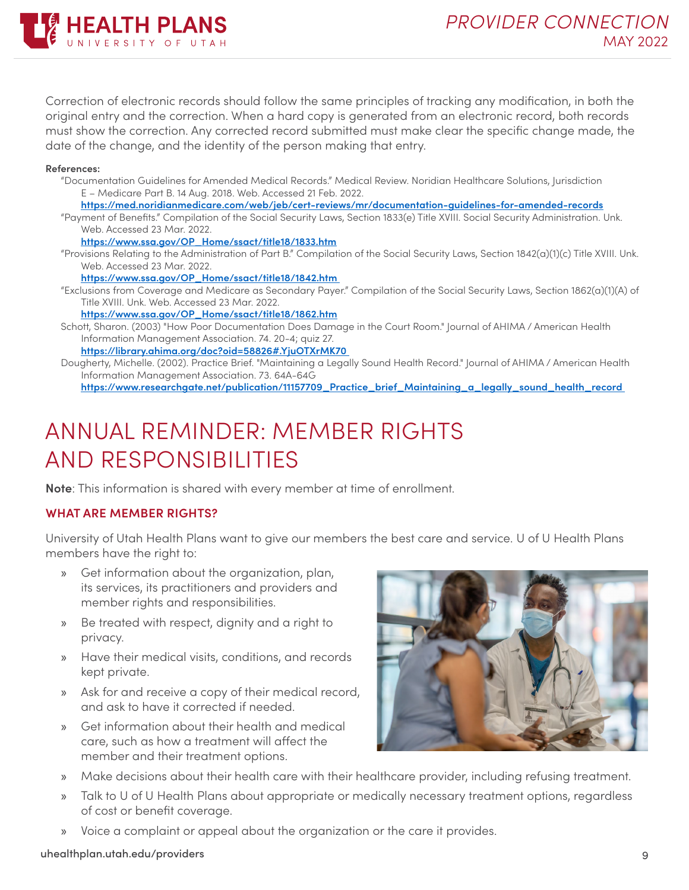Correction of electronic records should follow the same principles of tracking any modification, in both the original entry and the correction. When a hard copy is generated from an electronic record, both records must show the correction. Any corrected record submitted must make clear the specific change made, the date of the change, and the identity of the person making that entry.

**References:**

"Documentation Guidelines for Amended Medical Records." Medical Review. Noridian Healthcare Solutions, Jurisdiction E – Medicare Part B. 14 Aug. 2018. Web. Accessed 21 Feb. 2022. https://med.noridianmedicare.com/web/jeb/cert-reviews/mr/documentation-guidelines-for-amended-records

"Payment of Benefits." Compilation of the Social Security Laws, Section 1833(e) Title XVIII. Social Security Administration. Unk. Web. Accessed 23 Mar. 2022. https://www.ssa.gov/OP_Home/ssact/title18/1833.htm

"Provisions Relating to the Administration of Part B." Compilation of the Social Security Laws, Section 1842(a)(1)(c) Title XVIII. Unk. Web. Accessed 23 Mar. 2022. https://www.ssa.gov/OP_Home/ssact/title18/1842.htm

"Exclusions from Coverage and Medicare as Secondary Payer." Compilation of the Social Security Laws, Section 1862(a)(1)(A) of Title XVIII. Unk. Web. Accessed 23 Mar. 2022. https://www.ssa.gov/OP_Home/ssact/title18/1862.htm

Schott, Sharon. (2003) "How Poor Documentation Does Damage in the Court Room." Journal of AHIMA / American Health Information Management Association. 74. 20-4; quiz 27. https://library.ahima.org/doc?oid=58826#.YjuOTXrMK70

Dougherty, Michelle. (2002). Practice Brief. "Maintaining a Legally Sound Health Record." Journal of AHIMA / American Health Information Management Association. 73. 64A-64G https://www.researchgate.net/publication/11157709_Practice_brief_Maintaining_a_legally_sound_health_record

# ANNUAL REMINDER: MEMBER RIGHTS AND RESPONSIBILITIES

**Note**: This information is shared with every member at time of enrollment.

## WHAT ARE MEMBER RIGHTS?

University of Utah Health Plans want to give our members the best care and service. U of U Health Plans members have the right to:

- Get information about the organization, plan, its services, its practitioners and providers and member rights and responsibilities.
- Be treated with respect, dignity and a right to privacy.
- Have their medical visits, conditions, and records kept private.
- Ask for and receive a copy of their medical record, and ask to have it corrected if needed.
- Get information about their health and medical care, such as how a treatment will affect the member and their treatment options.
- Make decisions about their health care with their healthcare provider, including refusing treatment.
- Talk to U of U Health Plans about appropriate or medically necessary treatment options, regardless of cost or benefit coverage.
- Voice a complaint or appeal about the organization or the care it provides.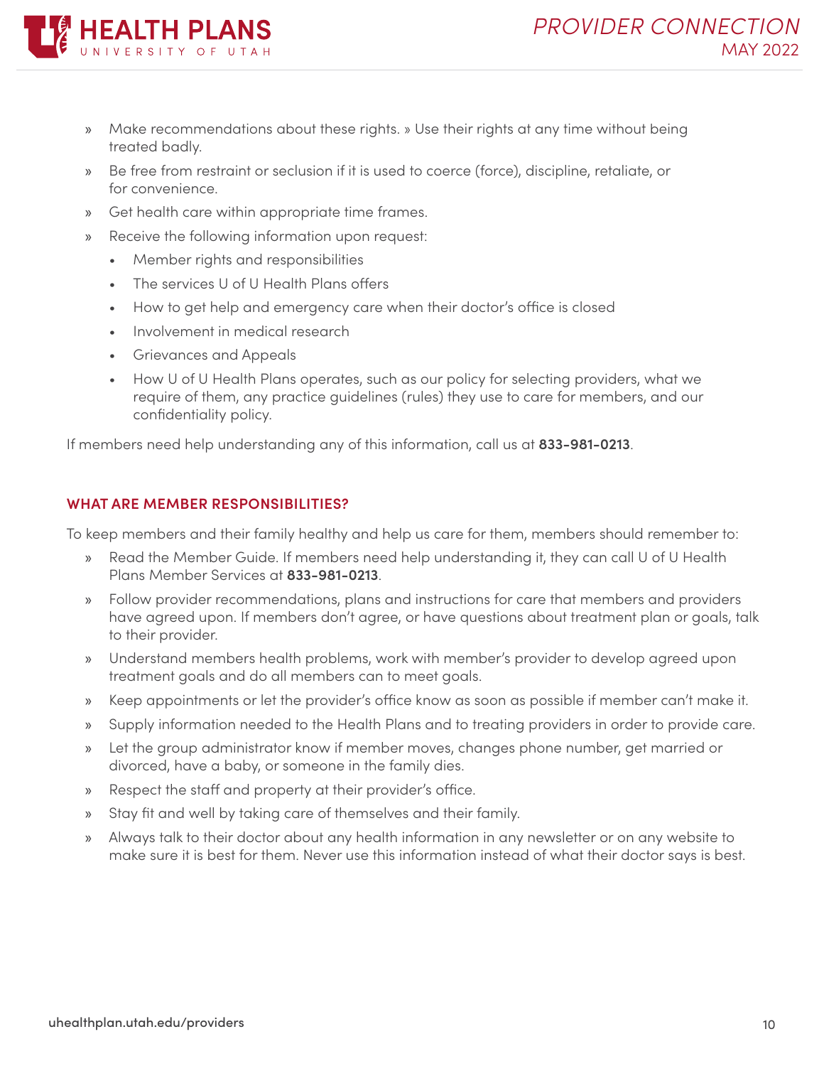- Make recommendations about these rights. » Use their rights at any time without being treated badly.
- Be free from restraint or seclusion if it is used to coerce (force), discipline, retaliate, or for convenience.
- Get health care within appropriate time frames.
- Receive the following information upon request:
  - Member rights and responsibilities
  - The services U of U Health Plans offers
  - How to get help and emergency care when their doctor's office is closed
  - Involvement in medical research
  - Grievances and Appeals
  - How U of U Health Plans operates, such as our policy for selecting providers, what we require of them, any practice guidelines (rules) they use to care for members, and our confidentiality policy.

If members need help understanding any of this information, call us at **833-981-0213**.

### WHAT ARE MEMBER RESPONSIBILITIES?

To keep members and their family healthy and help us care for them, members should remember to:

- Read the Member Guide. If members need help understanding it, they can call U of U Health Plans Member Services at **833-981-0213**.
- Follow provider recommendations, plans and instructions for care that members and providers have agreed upon. If members don't agree, or have questions about treatment plan or goals, talk to their provider.
- Understand members health problems, work with member's provider to develop agreed upon treatment goals and do all members can to meet goals.
- Keep appointments or let the provider's office know as soon as possible if member can't make it.
- Supply information needed to the Health Plans and to treating providers in order to provide care.
- Let the group administrator know if member moves, changes phone number, get married or divorced, have a baby, or someone in the family dies.
- Respect the staff and property at their provider's office.
- Stay fit and well by taking care of themselves and their family.
- Always talk to their doctor about any health information in any newsletter or on any website to make sure it is best for them. Never use this information instead of what their doctor says is best.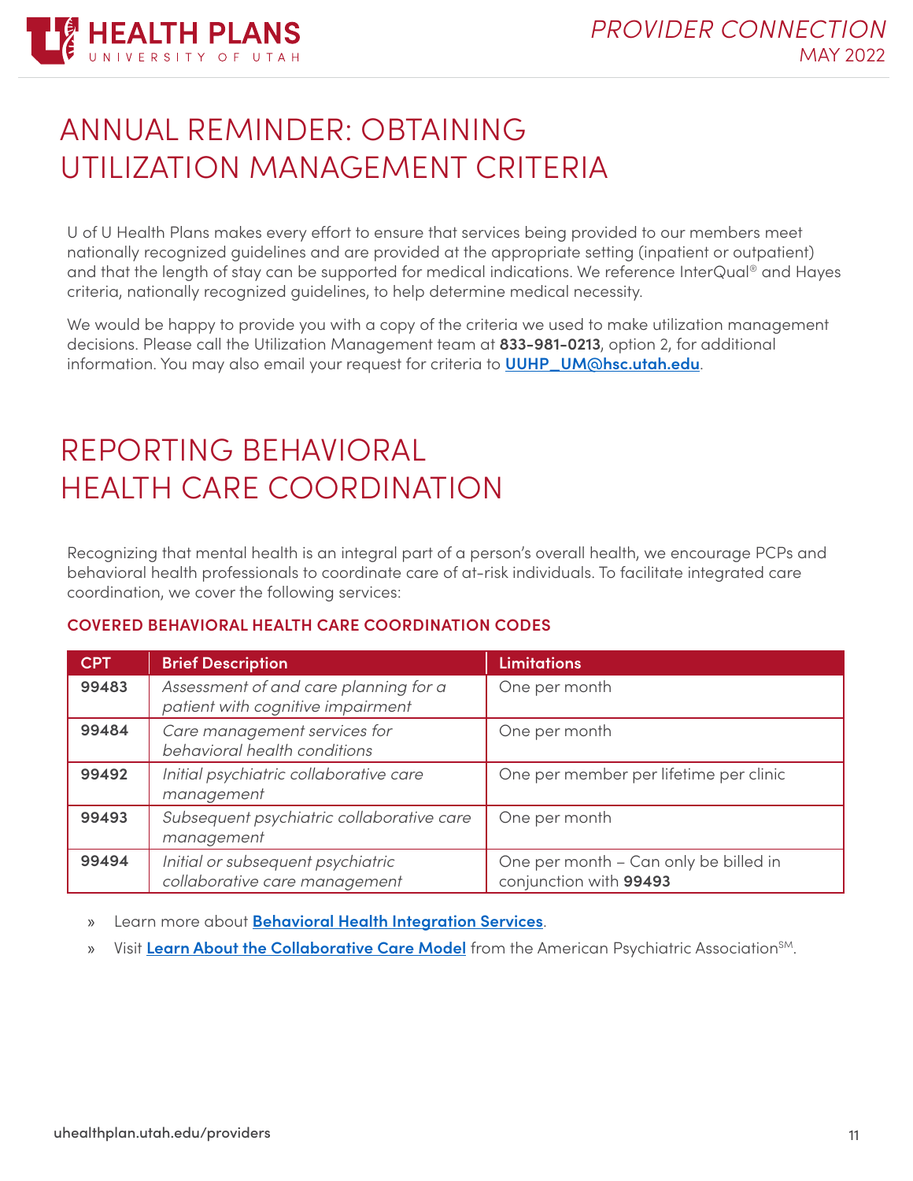# ANNUAL REMINDER: OBTAINING UTILIZATION MANAGEMENT CRITERIA

U of U Health Plans makes every effort to ensure that services being provided to our members meet nationally recognized guidelines and are provided at the appropriate setting (inpatient or outpatient) and that the length of stay can be supported for medical indications. We reference InterQual® and Hayes criteria, nationally recognized guidelines, to help determine medical necessity.

We would be happy to provide you with a copy of the criteria we used to make utilization management decisions. Please call the Utilization Management team at **833-981-0213**, option 2, for additional information. You may also email your request for criteria to **UUHP_UM@hsc.utah.edu**.

# REPORTING BEHAVIORAL HEALTH CARE COORDINATION

Recognizing that mental health is an integral part of a person's overall health, we encourage PCPs and behavioral health professionals to coordinate care of at-risk individuals. To facilitate integrated care coordination, we cover the following services:

### COVERED BEHAVIORAL HEALTH CARE COORDINATION CODES

| CPT | Brief Description | Limitations |
|---|---|---|
| **99483** | *Assessment of and care planning for a patient with cognitive impairment* | One per month |
| **99484** | *Care management services for behavioral health conditions* | One per month |
| **99492** | *Initial psychiatric collaborative care management* | One per member per lifetime per clinic |
| **99493** | *Subsequent psychiatric collaborative care management* | One per month |
| **99494** | *Initial or subsequent psychiatric collaborative care management* | One per month – Can only be billed in conjunction with **99493** |

- Learn more about **Behavioral Health Integration Services**.
- Visit **Learn About the Collaborative Care Model** from the American Psychiatric Association℠.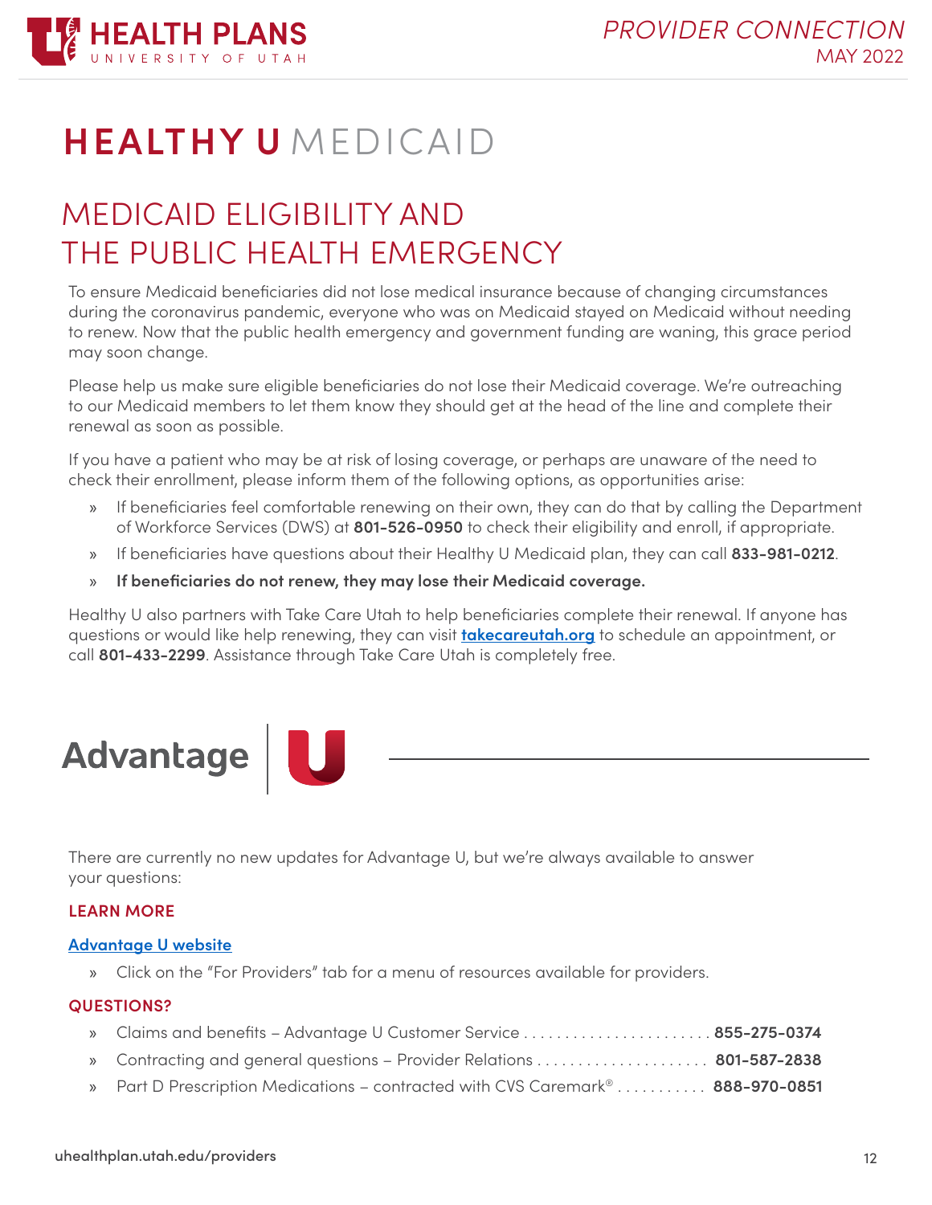# HEALTHY U MEDICAID

## MEDICAID ELIGIBILITY AND THE PUBLIC HEALTH EMERGENCY

To ensure Medicaid beneficiaries did not lose medical insurance because of changing circumstances during the coronavirus pandemic, everyone who was on Medicaid stayed on Medicaid without needing to renew. Now that the public health emergency and government funding are waning, this grace period may soon change.

Please help us make sure eligible beneficiaries do not lose their Medicaid coverage. We're outreaching to our Medicaid members to let them know they should get at the head of the line and complete their renewal as soon as possible.

If you have a patient who may be at risk of losing coverage, or perhaps are unaware of the need to check their enrollment, please inform them of the following options, as opportunities arise:

- If beneficiaries feel comfortable renewing on their own, they can do that by calling the Department of Workforce Services (DWS) at **801-526-0950** to check their eligibility and enroll, if appropriate.
- If beneficiaries have questions about their Healthy U Medicaid plan, they can call **833-981-0212**.
- **If beneficiaries do not renew, they may lose their Medicaid coverage.**

Healthy U also partners with Take Care Utah to help beneficiaries complete their renewal. If anyone has questions or would like help renewing, they can visit **takecareutah.org** to schedule an appointment, or call **801-433-2299**. Assistance through Take Care Utah is completely free.

# Advantage U

There are currently no new updates for Advantage U, but we're always available to answer your questions:

### LEARN MORE

**Advantage U website**

- Click on the "For Providers" tab for a menu of resources available for providers.

### QUESTIONS?

- Claims and benefits – Advantage U Customer Service ........................ **855-275-0374**
- Contracting and general questions – Provider Relations ...................... **801-587-2838**
- Part D Prescription Medications – contracted with CVS Caremark® ........... **888-970-0851**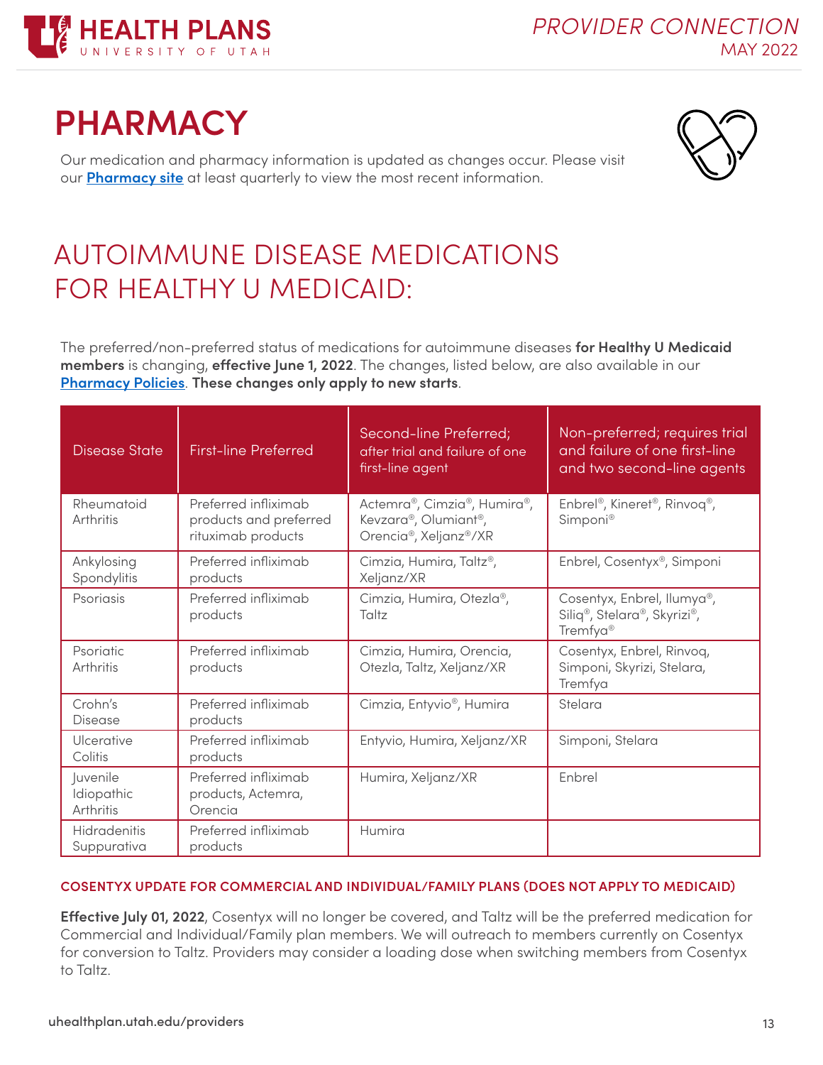# PHARMACY

Our medication and pharmacy information is updated as changes occur. Please visit our **Pharmacy site** at least quarterly to view the most recent information.

## AUTOIMMUNE DISEASE MEDICATIONS FOR HEALTHY U MEDICAID:

The preferred/non-preferred status of medications for autoimmune diseases **for Healthy U Medicaid members** is changing, **effective June 1, 2022**. The changes, listed below, are also available in our **Pharmacy Policies**. **These changes only apply to new starts**.

| Disease State | First-line Preferred | Second-line Preferred; after trial and failure of one first-line agent | Non-preferred; requires trial and failure of one first-line and two second-line agents |
|---|---|---|---|
| Rheumatoid Arthritis | Preferred infliximab products and preferred rituximab products | Actemra®, Cimzia®, Humira®, Kevzara®, Olumiant®, Orencia®, Xeljanz®/XR | Enbrel®, Kineret®, Rinvoq®, Simponi® |
| Ankylosing Spondylitis | Preferred infliximab products | Cimzia, Humira, Taltz®, Xeljanz/XR | Enbrel, Cosentyx®, Simponi |
| Psoriasis | Preferred infliximab products | Cimzia, Humira, Otezla®, Taltz | Cosentyx, Enbrel, Ilumya®, Siliq®, Stelara®, Skyrizi®, Tremfya® |
| Psoriatic Arthritis | Preferred infliximab products | Cimzia, Humira, Orencia, Otezla, Taltz, Xeljanz/XR | Cosentyx, Enbrel, Rinvoq, Simponi, Skyrizi, Stelara, Tremfya |
| Crohn's Disease | Preferred infliximab products | Cimzia, Entyvio®, Humira | Stelara |
| Ulcerative Colitis | Preferred infliximab products | Entyvio, Humira, Xeljanz/XR | Simponi, Stelara |
| Juvenile Idiopathic Arthritis | Preferred infliximab products, Actemra, Orencia | Humira, Xeljanz/XR | Enbrel |
| Hidradenitis Suppurativa | Preferred infliximab products | Humira | |

### COSENTYX UPDATE FOR COMMERCIAL AND INDIVIDUAL/FAMILY PLANS (DOES NOT APPLY TO MEDICAID)

**Effective July 01, 2022**, Cosentyx will no longer be covered, and Taltz will be the preferred medication for Commercial and Individual/Family plan members. We will outreach to members currently on Cosentyx for conversion to Taltz. Providers may consider a loading dose when switching members from Cosentyx to Taltz.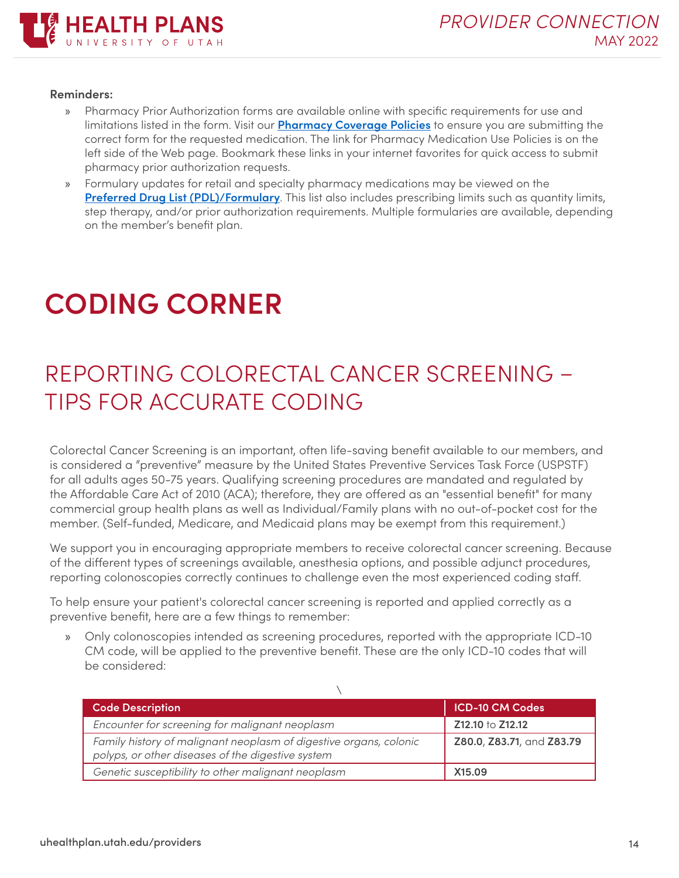**Reminders:**

- Pharmacy Prior Authorization forms are available online with specific requirements for use and limitations listed in the form. Visit our **Pharmacy Coverage Policies** to ensure you are submitting the correct form for the requested medication. The link for Pharmacy Medication Use Policies is on the left side of the Web page. Bookmark these links in your internet favorites for quick access to submit pharmacy prior authorization requests.
- Formulary updates for retail and specialty pharmacy medications may be viewed on the **Preferred Drug List (PDL)/Formulary**. This list also includes prescribing limits such as quantity limits, step therapy, and/or prior authorization requirements. Multiple formularies are available, depending on the member's benefit plan.

# CODING CORNER

## REPORTING COLORECTAL CANCER SCREENING – TIPS FOR ACCURATE CODING

Colorectal Cancer Screening is an important, often life-saving benefit available to our members, and is considered a "preventive" measure by the United States Preventive Services Task Force (USPSTF) for all adults ages 50-75 years. Qualifying screening procedures are mandated and regulated by the Affordable Care Act of 2010 (ACA); therefore, they are offered as an "essential benefit" for many commercial group health plans as well as Individual/Family plans with no out-of-pocket cost for the member. (Self-funded, Medicare, and Medicaid plans may be exempt from this requirement.)

We support you in encouraging appropriate members to receive colorectal cancer screening. Because of the different types of screenings available, anesthesia options, and possible adjunct procedures, reporting colonoscopies correctly continues to challenge even the most experienced coding staff.

To help ensure your patient's colorectal cancer screening is reported and applied correctly as a preventive benefit, here are a few things to remember:

- Only colonoscopies intended as screening procedures, reported with the appropriate ICD-10 CM code, will be applied to the preventive benefit. These are the only ICD-10 codes that will be considered:

| Code Description | ICD-10 CM Codes |
|---|---|
| *Encounter for screening for malignant neoplasm* | **Z12.10** to **Z12.12** |
| *Family history of malignant neoplasm of digestive organs, colonic polyps, or other diseases of the digestive system* | **Z80.0**, **Z83.71**, and **Z83.79** |
| *Genetic susceptibility to other malignant neoplasm* | **X15.09** |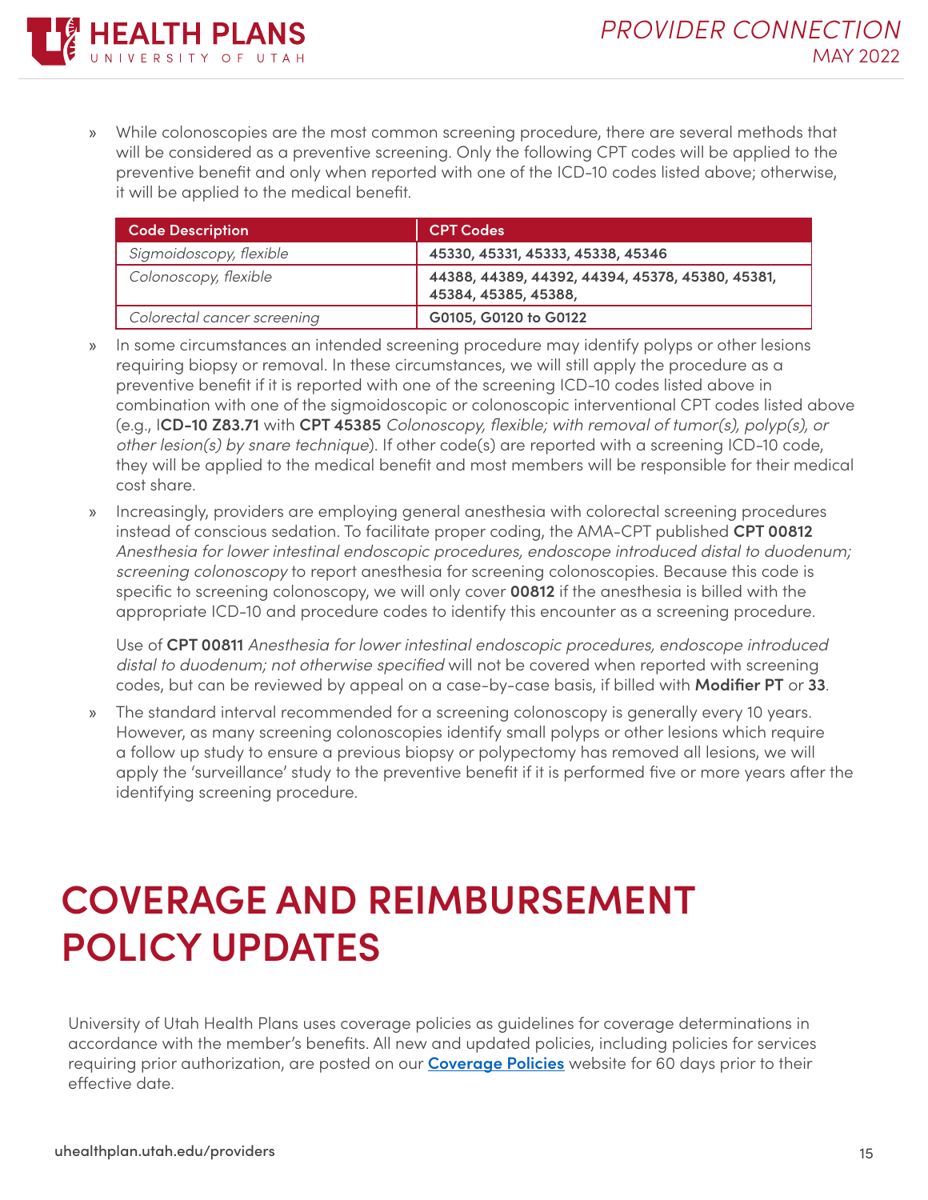- While colonoscopies are the most common screening procedure, there are several methods that will be considered as a preventive screening. Only the following CPT codes will be applied to the preventive benefit and only when reported with one of the ICD-10 codes listed above; otherwise, it will be applied to the medical benefit.

| Code Description | CPT Codes |
|---|---|
| *Sigmoidoscopy, flexible* | **45330, 45331, 45333, 45338, 45346** |
| *Colonoscopy, flexible* | **44388, 44389, 44392, 44394, 45378, 45380, 45381, 45384, 45385, 45388,** |
| *Colorectal cancer screening* | **G0105, G0120 to G0122** |

- In some circumstances an intended screening procedure may identify polyps or other lesions requiring biopsy or removal. In these circumstances, we will still apply the procedure as a preventive benefit if it is reported with one of the screening ICD-10 codes listed above in combination with one of the sigmoidoscopic or colonoscopic interventional CPT codes listed above (e.g., I**CD-10 Z83.71** with **CPT 45385** *Colonoscopy, flexible; with removal of tumor(s), polyp(s), or other lesion(s) by snare technique*). If other code(s) are reported with a screening ICD-10 code, they will be applied to the medical benefit and most members will be responsible for their medical cost share.
- Increasingly, providers are employing general anesthesia with colorectal screening procedures instead of conscious sedation. To facilitate proper coding, the AMA-CPT published **CPT 00812** *Anesthesia for lower intestinal endoscopic procedures, endoscope introduced distal to duodenum; screening colonoscopy* to report anesthesia for screening colonoscopies. Because this code is specific to screening colonoscopy, we will only cover **00812** if the anesthesia is billed with the appropriate ICD-10 and procedure codes to identify this encounter as a screening procedure.

  Use of **CPT 00811** *Anesthesia for lower intestinal endoscopic procedures, endoscope introduced distal to duodenum; not otherwise specified* will not be covered when reported with screening codes, but can be reviewed by appeal on a case-by-case basis, if billed with **Modifier PT** or **33**.
- The standard interval recommended for a screening colonoscopy is generally every 10 years. However, as many screening colonoscopies identify small polyps or other lesions which require a follow up study to ensure a previous biopsy or polypectomy has removed all lesions, we will apply the 'surveillance' study to the preventive benefit if it is performed five or more years after the identifying screening procedure.

# COVERAGE AND REIMBURSEMENT POLICY UPDATES

University of Utah Health Plans uses coverage policies as guidelines for coverage determinations in accordance with the member's benefits. All new and updated policies, including policies for services requiring prior authorization, are posted on our **Coverage Policies** website for 60 days prior to their effective date.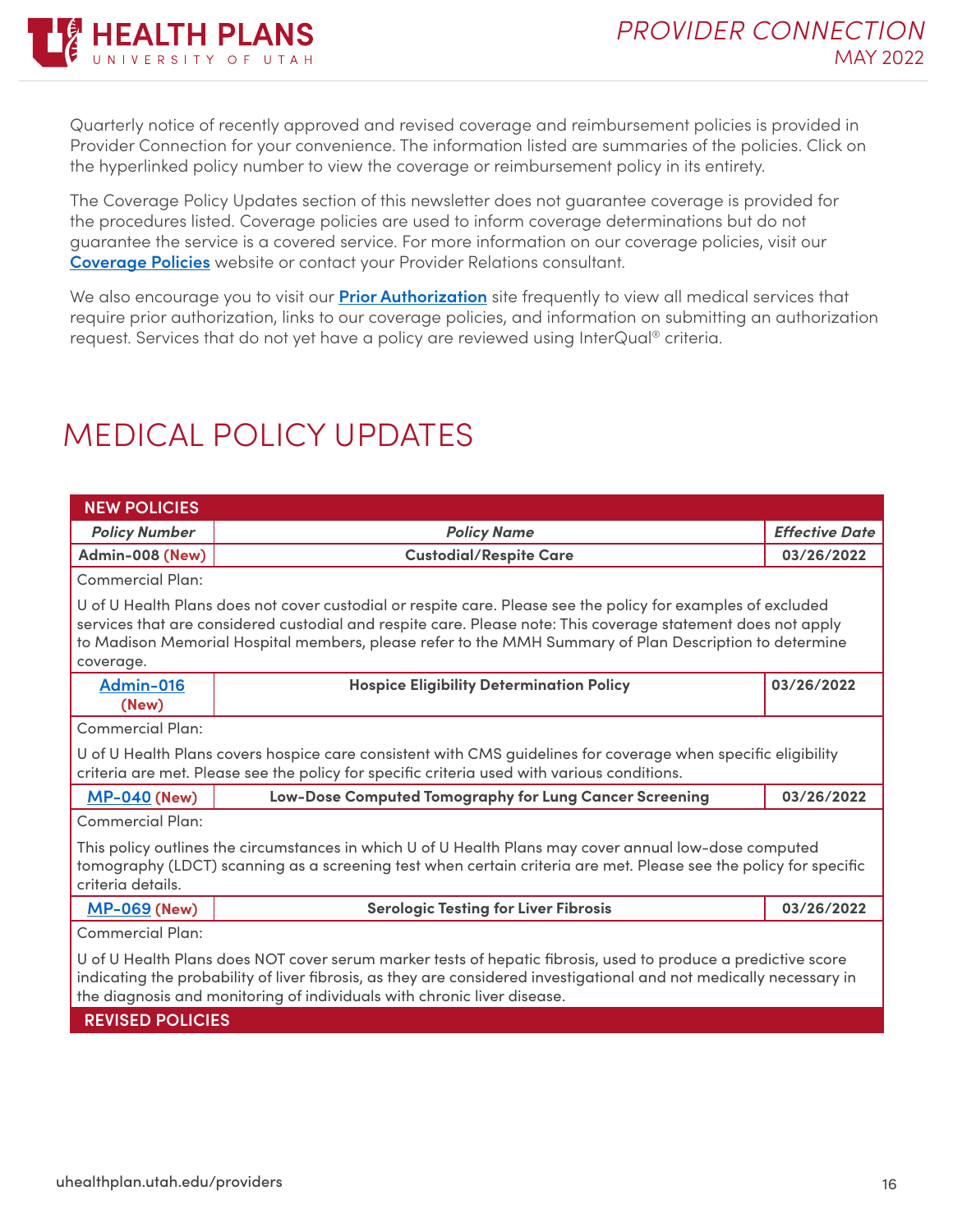Quarterly notice of recently approved and revised coverage and reimbursement policies is provided in Provider Connection for your convenience. The information listed are summaries of the policies. Click on the hyperlinked policy number to view the coverage or reimbursement policy in its entirety.

The Coverage Policy Updates section of this newsletter does not guarantee coverage is provided for the procedures listed. Coverage policies are used to inform coverage determinations but do not guarantee the service is a covered service. For more information on our coverage policies, visit our **Coverage Policies** website or contact your Provider Relations consultant.

We also encourage you to visit our **Prior Authorization** site frequently to view all medical services that require prior authorization, links to our coverage policies, and information on submitting an authorization request. Services that do not yet have a policy are reviewed using InterQual® criteria.

# MEDICAL POLICY UPDATES

| NEW POLICIES | | |
|---|---|---|
| ***Policy Number*** | ***Policy Name*** | ***Effective Date*** |
| **Admin-008 (New)** | **Custodial/Respite Care** | **03/26/2022** |
| Commercial Plan:<br><br>U of U Health Plans does not cover custodial or respite care. Please see the policy for examples of excluded services that are considered custodial and respite care. Please note: This coverage statement does not apply to Madison Memorial Hospital members, please refer to the MMH Summary of Plan Description to determine coverage. | | |
| **Admin-016 (New)** | **Hospice Eligibility Determination Policy** | **03/26/2022** |
| Commercial Plan:<br><br>U of U Health Plans covers hospice care consistent with CMS guidelines for coverage when specific eligibility criteria are met. Please see the policy for specific criteria used with various conditions. | | |
| **MP-040 (New)** | **Low-Dose Computed Tomography for Lung Cancer Screening** | **03/26/2022** |
| Commercial Plan:<br><br>This policy outlines the circumstances in which U of U Health Plans may cover annual low-dose computed tomography (LDCT) scanning as a screening test when certain criteria are met. Please see the policy for specific criteria details. | | |
| **MP-069 (New)** | **Serologic Testing for Liver Fibrosis** | **03/26/2022** |
| Commercial Plan:<br><br>U of U Health Plans does NOT cover serum marker tests of hepatic fibrosis, used to produce a predictive score indicating the probability of liver fibrosis, as they are considered investigational and not medically necessary in the diagnosis and monitoring of individuals with chronic liver disease. | | |
| **REVISED POLICIES** | | |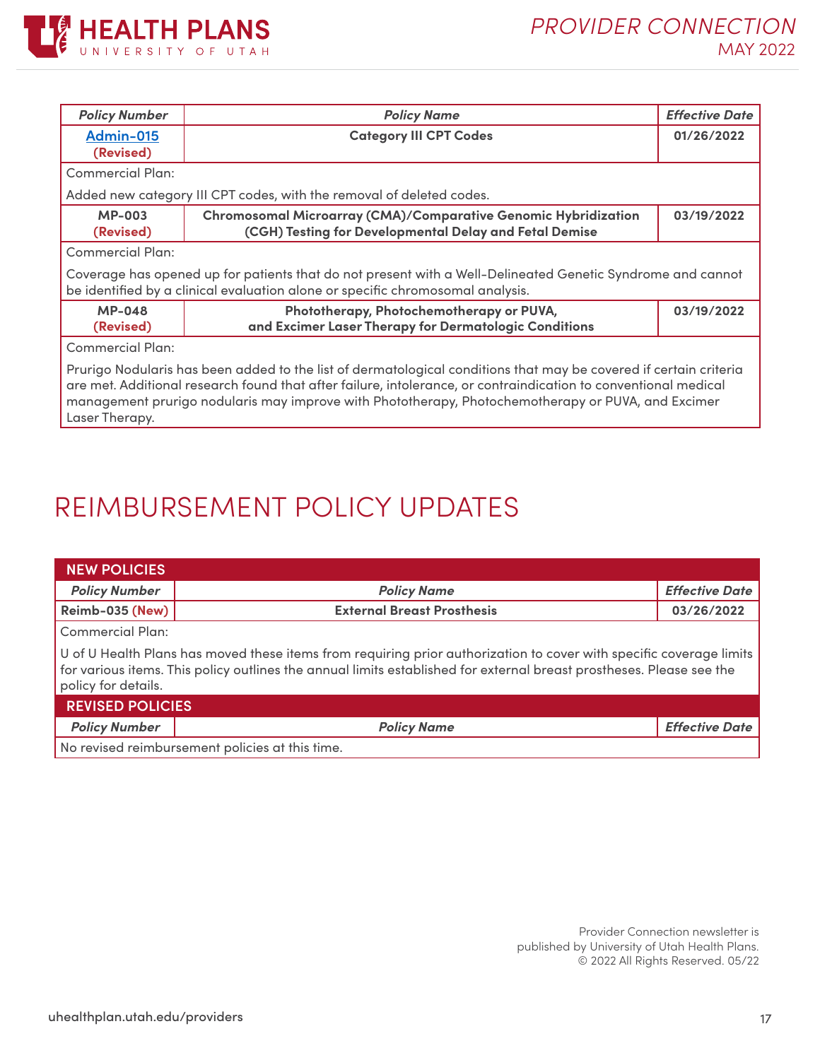| Policy Number | Policy Name | Effective Date |
|---|---|---|
| Admin-015 (Revised) | **Category III CPT Codes** | 01/26/2022 |
| Commercial Plan: Added new category III CPT codes, with the removal of deleted codes. | | |
| MP-003 (Revised) | **Chromosomal Microarray (CMA)/Comparative Genomic Hybridization (CGH) Testing for Developmental Delay and Fetal Demise** | 03/19/2022 |
| Commercial Plan: Coverage has opened up for patients that do not present with a Well-Delineated Genetic Syndrome and cannot be identified by a clinical evaluation alone or specific chromosomal analysis. | | |
| MP-048 (Revised) | **Phototherapy, Photochemotherapy or PUVA, and Excimer Laser Therapy for Dermatologic Conditions** | 03/19/2022 |
| Commercial Plan: Prurigo Nodularis has been added to the list of dermatological conditions that may be covered if certain criteria are met. Additional research found that after failure, intolerance, or contraindication to conventional medical management prurigo nodularis may improve with Phototherapy, Photochemotherapy or PUVA, and Excimer Laser Therapy. | | |

# REIMBURSEMENT POLICY UPDATES

**NEW POLICIES**

| Policy Number | Policy Name | Effective Date |
|---|---|---|
| Reimb-035 (New) | **External Breast Prosthesis** | 03/26/2022 |
| Commercial Plan: U of U Health Plans has moved these items from requiring prior authorization to cover with specific coverage limits for various items. This policy outlines the annual limits established for external breast prostheses. Please see the policy for details. | | |

**REVISED POLICIES**

| Policy Number | Policy Name | Effective Date |
|---|---|---|
| No revised reimbursement policies at this time. | | |

Provider Connection newsletter is published by University of Utah Health Plans. © 2022 All Rights Reserved. 05/22